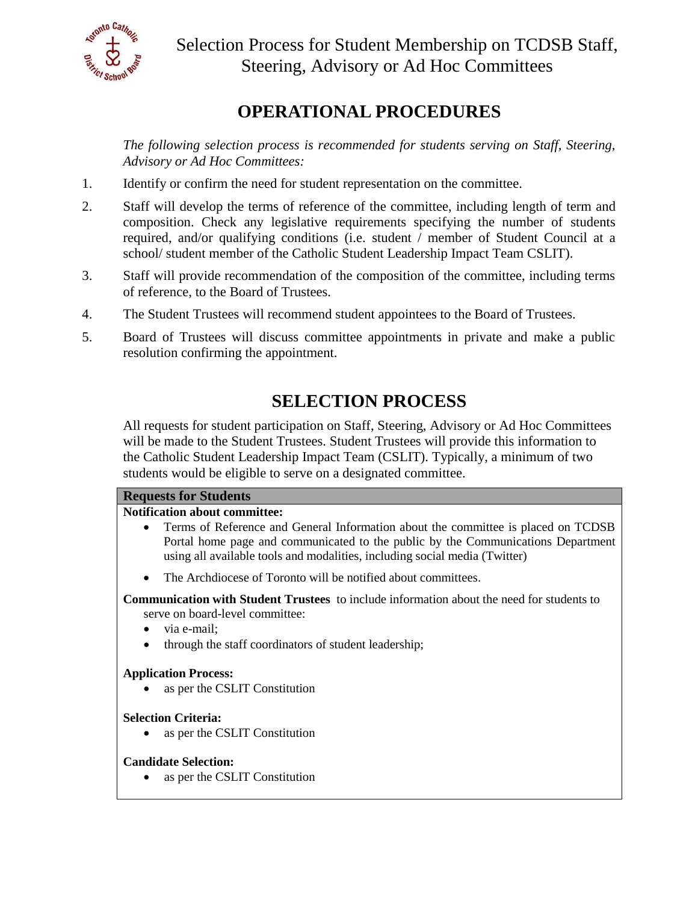# Selection Process for Student Membership on TCDSB Staff, Steering, Advisory or Ad Hoc Committees

## OPERATIONAL PROCEDURES

*The following selection process is recommended for students serving on Staff, Steering, Advisory or Ad Hoc Committees:*

1. Identify or confirm the need for student representation on the committee.
2. Staff will develop the terms of reference of the committee, including length of term and composition. Check any legislative requirements specifying the number of students required, and/or qualifying conditions (i.e. student / member of Student Council at a school/ student member of the Catholic Student Leadership Impact Team CSLIT).
3. Staff will provide recommendation of the composition of the committee, including terms of reference, to the Board of Trustees.
4. The Student Trustees will recommend student appointees to the Board of Trustees.
5. Board of Trustees will discuss committee appointments in private and make a public resolution confirming the appointment.

## SELECTION PROCESS

All requests for student participation on Staff, Steering, Advisory or Ad Hoc Committees will be made to the Student Trustees. Student Trustees will provide this information to the Catholic Student Leadership Impact Team (CSLIT). Typically, a minimum of two students would be eligible to serve on a designated committee.

### Requests for Students

**Notification about committee:**

- Terms of Reference and General Information about the committee is placed on TCDSB Portal home page and communicated to the public by the Communications Department using all available tools and modalities, including social media (Twitter)
- The Archdiocese of Toronto will be notified about committees.

**Communication with Student Trustees** to include information about the need for students to serve on board-level committee:

- via e-mail;
- through the staff coordinators of student leadership;

**Application Process:**

- as per the CSLIT Constitution

**Selection Criteria:**

- as per the CSLIT Constitution

**Candidate Selection:**

- as per the CSLIT Constitution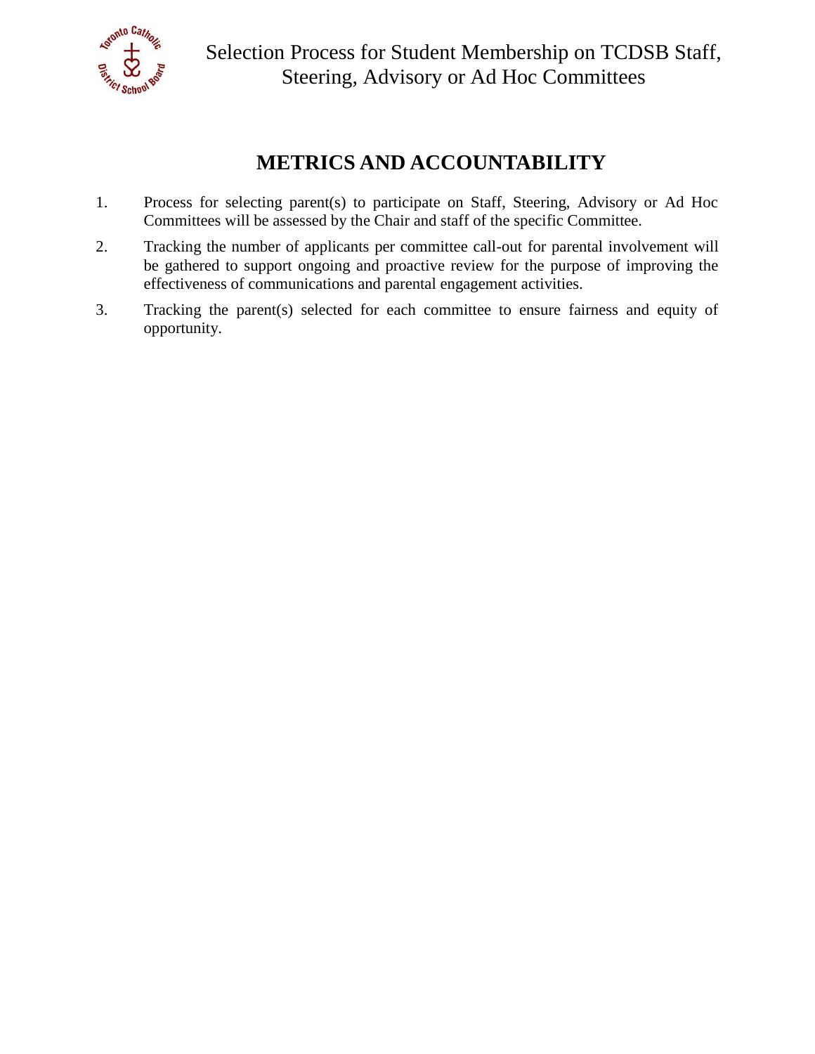## METRICS AND ACCOUNTABILITY

1. Process for selecting parent(s) to participate on Staff, Steering, Advisory or Ad Hoc Committees will be assessed by the Chair and staff of the specific Committee.
2. Tracking the number of applicants per committee call-out for parental involvement will be gathered to support ongoing and proactive review for the purpose of improving the effectiveness of communications and parental engagement activities.
3. Tracking the parent(s) selected for each committee to ensure fairness and equity of opportunity.